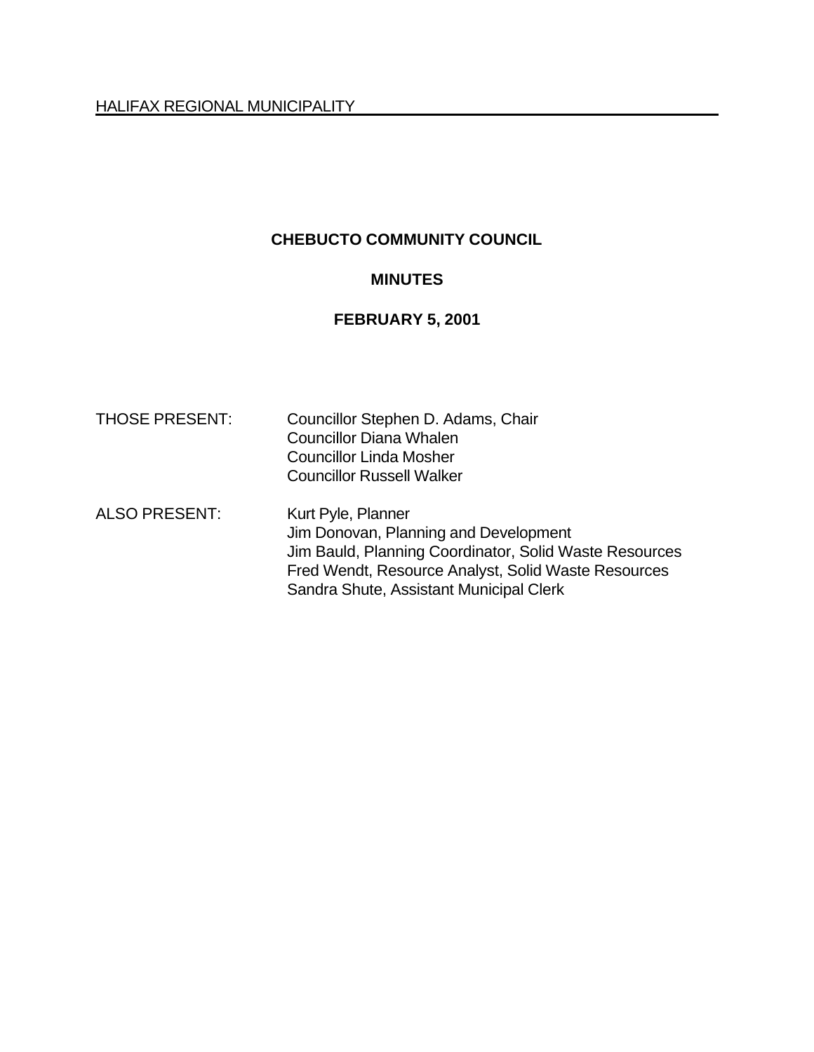HALIFAX REGIONAL MUNICIPALITY

# CHEBUCTO COMMUNITY COUNCIL

## MINUTES

## FEBRUARY 5, 2001

THOSE PRESENT: Councillor Stephen D. Adams, Chair
Councillor Diana Whalen
Councillor Linda Mosher
Councillor Russell Walker

ALSO PRESENT: Kurt Pyle, Planner
Jim Donovan, Planning and Development
Jim Bauld, Planning Coordinator, Solid Waste Resources
Fred Wendt, Resource Analyst, Solid Waste Resources
Sandra Shute, Assistant Municipal Clerk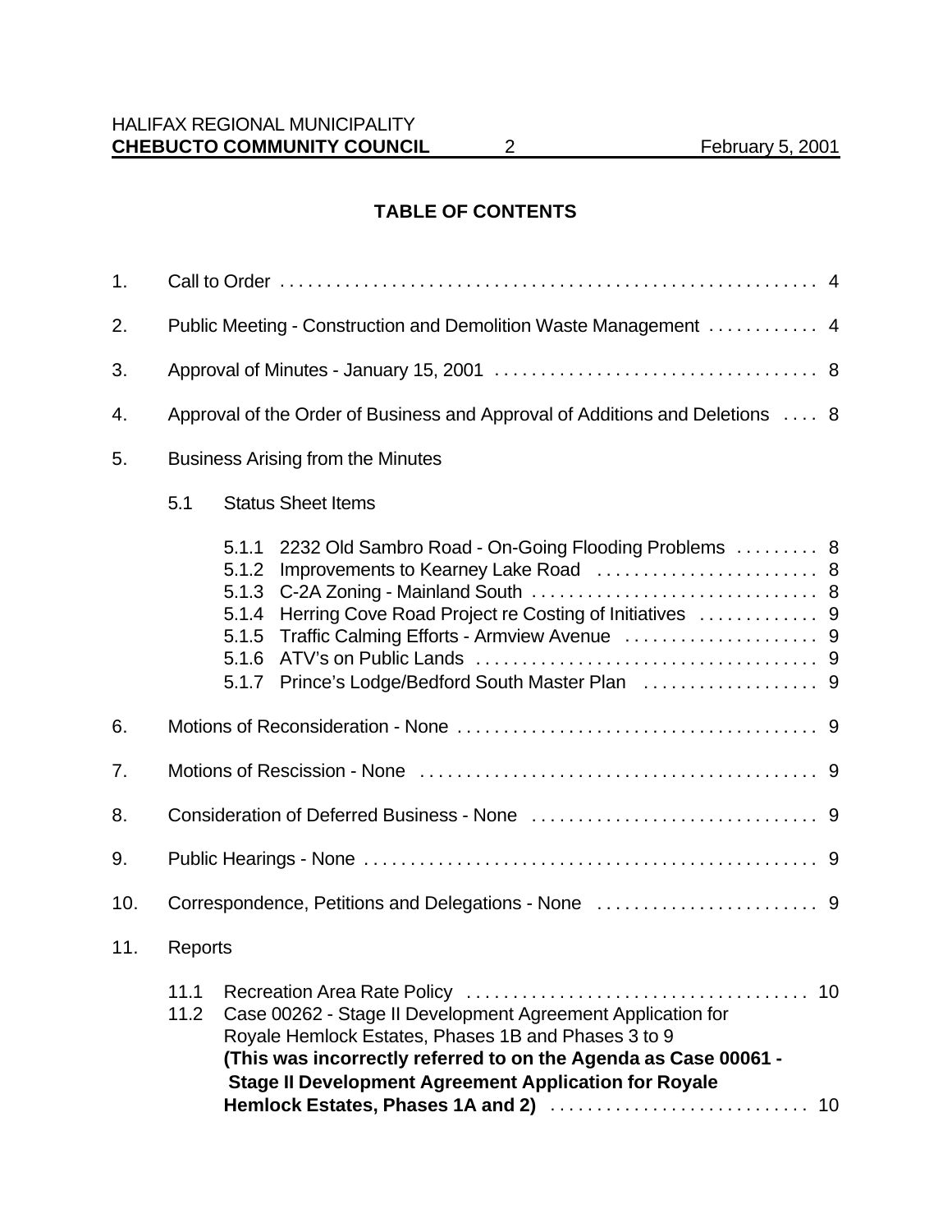## TABLE OF CONTENTS

1. Call to Order . . . . . . . . . . . . . . . . . . . . . . . . . . . . . . . . . . . . . . . . . . . . . . . . . . . . . . . 4

2. Public Meeting - Construction and Demolition Waste Management . . . . . . . . . . . . 4

3. Approval of Minutes - January 15, 2001 . . . . . . . . . . . . . . . . . . . . . . . . . . . . . . . . . . 8

4. Approval of the Order of Business and Approval of Additions and Deletions . . . . 8

5. Business Arising from the Minutes

   5.1 Status Sheet Items

      5.1.1 2232 Old Sambro Road - On-Going Flooding Problems . . . . . . . . . 8
      5.1.2 Improvements to Kearney Lake Road . . . . . . . . . . . . . . . . . . . . . . . . 8
      5.1.3 C-2A Zoning - Mainland South . . . . . . . . . . . . . . . . . . . . . . . . . . . . . . 8
      5.1.4 Herring Cove Road Project re Costing of Initiatives . . . . . . . . . . . . . 9
      5.1.5 Traffic Calming Efforts - Armview Avenue . . . . . . . . . . . . . . . . . . . . . 9
      5.1.6 ATV's on Public Lands . . . . . . . . . . . . . . . . . . . . . . . . . . . . . . . . . . . . 9
      5.1.7 Prince's Lodge/Bedford South Master Plan . . . . . . . . . . . . . . . . . . . 9

6. Motions of Reconsideration - None . . . . . . . . . . . . . . . . . . . . . . . . . . . . . . . . . . . . . . 9

7. Motions of Rescission - None . . . . . . . . . . . . . . . . . . . . . . . . . . . . . . . . . . . . . . . . . . . 9

8. Consideration of Deferred Business - None . . . . . . . . . . . . . . . . . . . . . . . . . . . . . . . 9

9. Public Hearings - None . . . . . . . . . . . . . . . . . . . . . . . . . . . . . . . . . . . . . . . . . . . . . . . . 9

10. Correspondence, Petitions and Delegations - None . . . . . . . . . . . . . . . . . . . . . . . . 9

11. Reports

   11.1 Recreation Area Rate Policy . . . . . . . . . . . . . . . . . . . . . . . . . . . . . . . . . . . . . 10
   11.2 Case 00262 - Stage II Development Agreement Application for Royale Hemlock Estates, Phases 1B and Phases 3 to 9 **(This was incorrectly referred to on the Agenda as Case 00061 - Stage II Development Agreement Application for Royale Hemlock Estates, Phases 1A and 2)** . . . . . . . . . . . . . . . . . . . . . . . . . . . . 10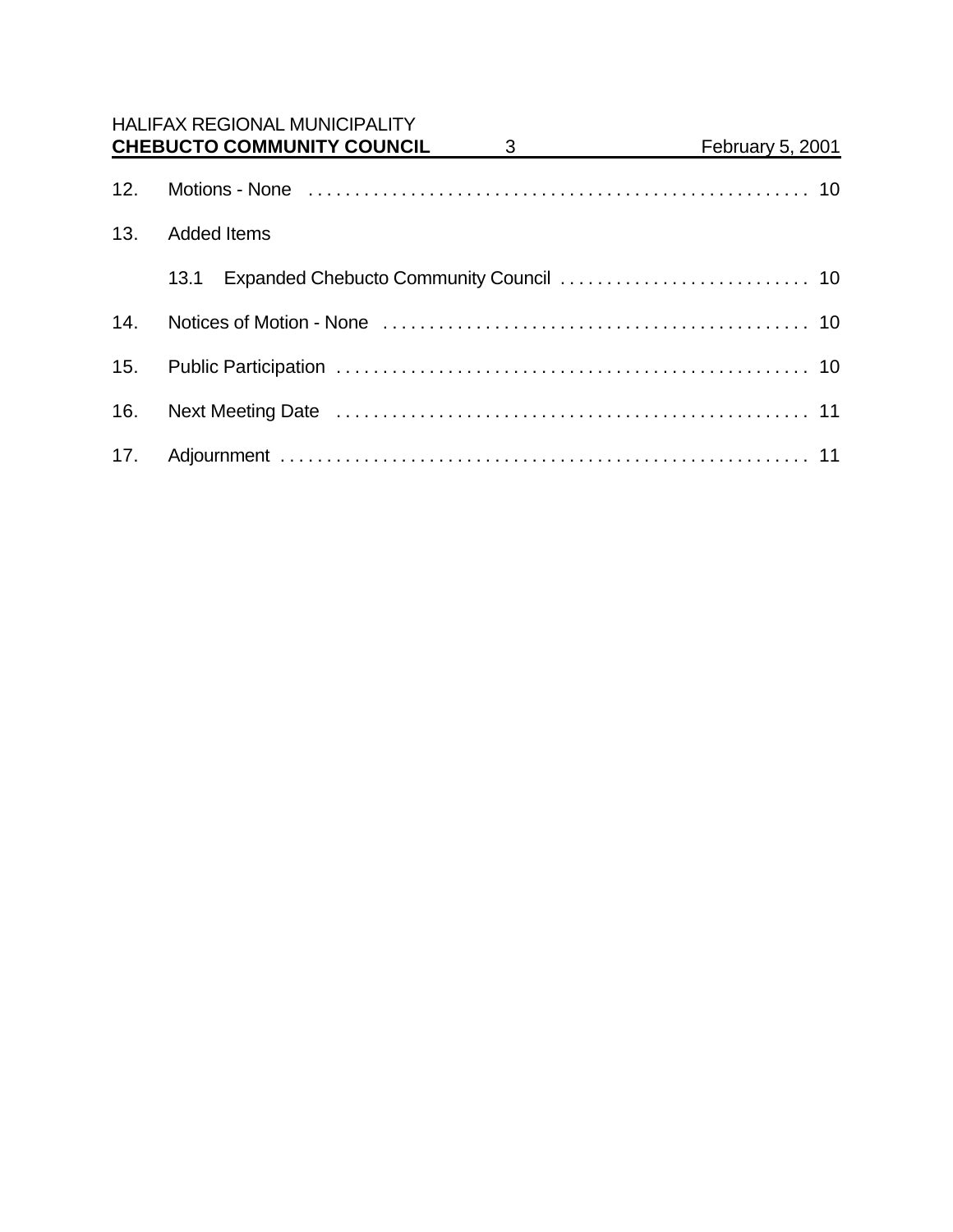12. Motions - None . . . . . . . . . . . . . . . . . . . . . . . . . . . . . . . . . . . . . . . . . . . . . . . . . . . . . 10

13. Added Items

    13.1 Expanded Chebucto Community Council . . . . . . . . . . . . . . . . . . . . . . . . . . . 10

14. Notices of Motion - None . . . . . . . . . . . . . . . . . . . . . . . . . . . . . . . . . . . . . . . . . . . . . . 10

15. Public Participation . . . . . . . . . . . . . . . . . . . . . . . . . . . . . . . . . . . . . . . . . . . . . . . . . . . 10

16. Next Meeting Date . . . . . . . . . . . . . . . . . . . . . . . . . . . . . . . . . . . . . . . . . . . . . . . . . . . 11

17. Adjournment . . . . . . . . . . . . . . . . . . . . . . . . . . . . . . . . . . . . . . . . . . . . . . . . . . . . . . . . . 11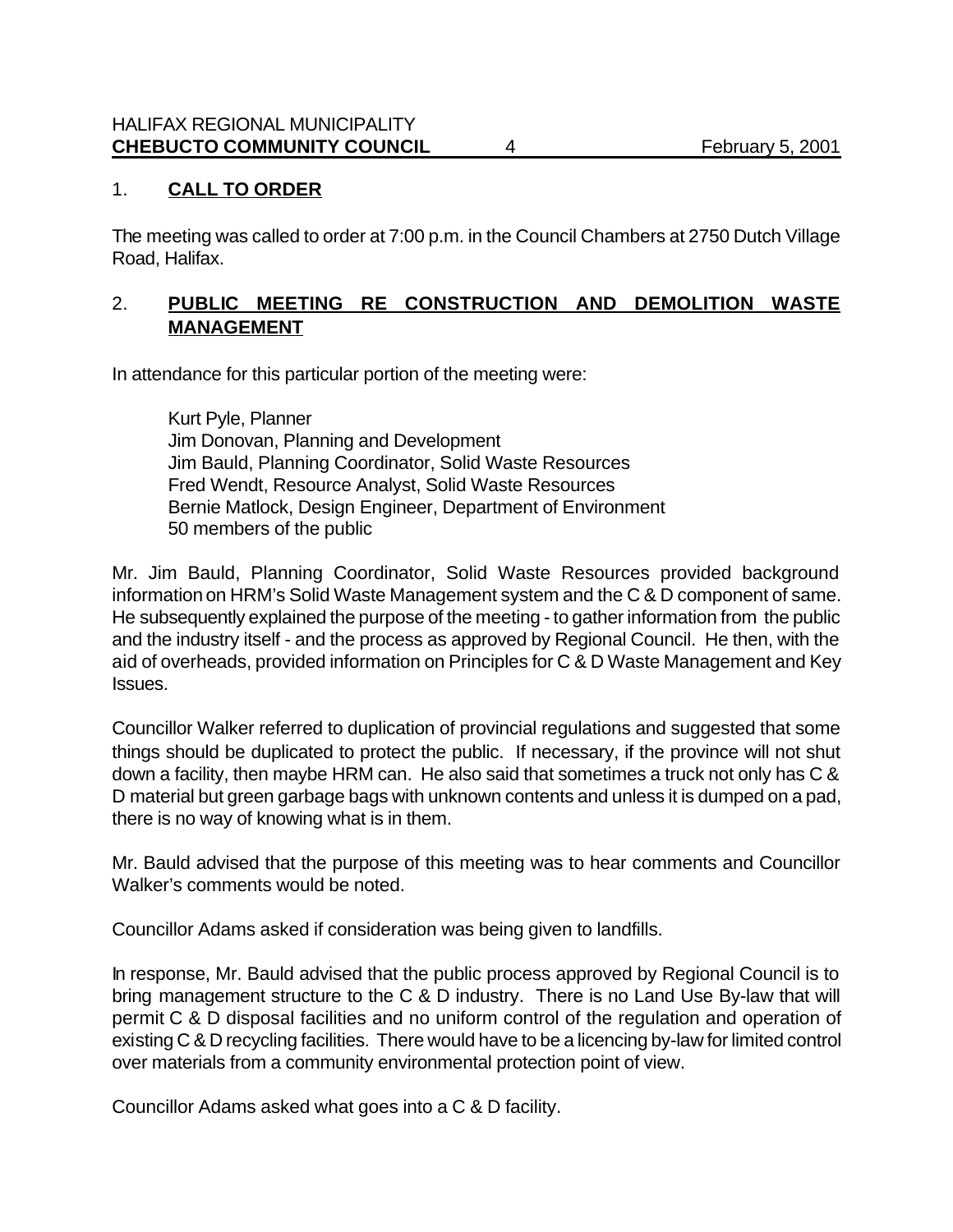## 1. **CALL TO ORDER**

The meeting was called to order at 7:00 p.m. in the Council Chambers at 2750 Dutch Village Road, Halifax.

## 2. **PUBLIC MEETING RE CONSTRUCTION AND DEMOLITION WASTE MANAGEMENT**

In attendance for this particular portion of the meeting were:

Kurt Pyle, Planner
Jim Donovan, Planning and Development
Jim Bauld, Planning Coordinator, Solid Waste Resources
Fred Wendt, Resource Analyst, Solid Waste Resources
Bernie Matlock, Design Engineer, Department of Environment
50 members of the public

Mr. Jim Bauld, Planning Coordinator, Solid Waste Resources provided background information on HRM's Solid Waste Management system and the C & D component of same. He subsequently explained the purpose of the meeting - to gather information from the public and the industry itself - and the process as approved by Regional Council. He then, with the aid of overheads, provided information on Principles for C & D Waste Management and Key Issues.

Councillor Walker referred to duplication of provincial regulations and suggested that some things should be duplicated to protect the public. If necessary, if the province will not shut down a facility, then maybe HRM can. He also said that sometimes a truck not only has C & D material but green garbage bags with unknown contents and unless it is dumped on a pad, there is no way of knowing what is in them.

Mr. Bauld advised that the purpose of this meeting was to hear comments and Councillor Walker's comments would be noted.

Councillor Adams asked if consideration was being given to landfills.

In response, Mr. Bauld advised that the public process approved by Regional Council is to bring management structure to the C & D industry. There is no Land Use By-law that will permit C & D disposal facilities and no uniform control of the regulation and operation of existing C & D recycling facilities. There would have to be a licencing by-law for limited control over materials from a community environmental protection point of view.

Councillor Adams asked what goes into a C & D facility.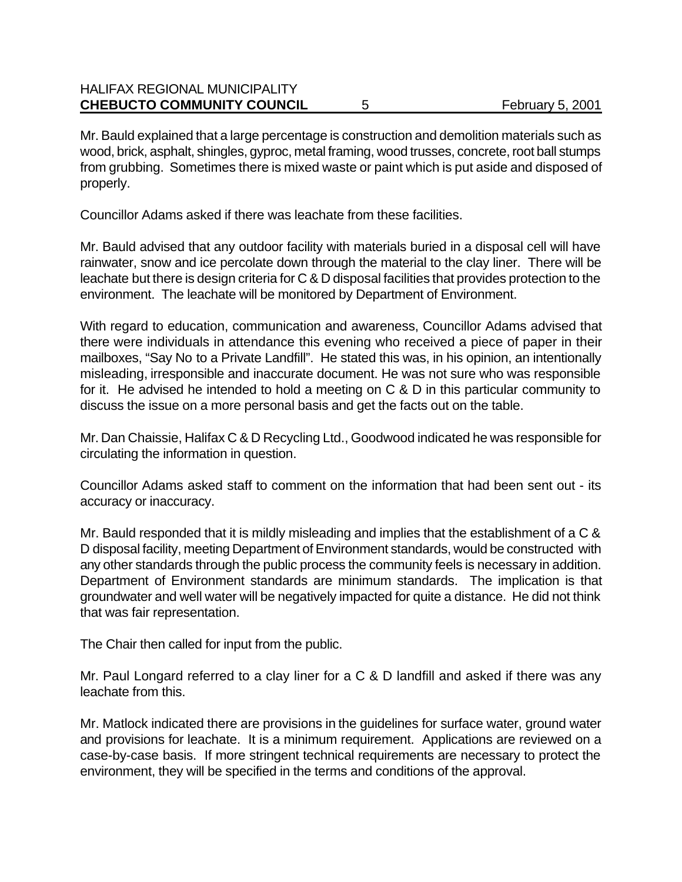Mr. Bauld explained that a large percentage is construction and demolition materials such as wood, brick, asphalt, shingles, gyproc, metal framing, wood trusses, concrete, root ball stumps from grubbing. Sometimes there is mixed waste or paint which is put aside and disposed of properly.

Councillor Adams asked if there was leachate from these facilities.

Mr. Bauld advised that any outdoor facility with materials buried in a disposal cell will have rainwater, snow and ice percolate down through the material to the clay liner. There will be leachate but there is design criteria for C & D disposal facilities that provides protection to the environment. The leachate will be monitored by Department of Environment.

With regard to education, communication and awareness, Councillor Adams advised that there were individuals in attendance this evening who received a piece of paper in their mailboxes, "Say No to a Private Landfill". He stated this was, in his opinion, an intentionally misleading, irresponsible and inaccurate document. He was not sure who was responsible for it. He advised he intended to hold a meeting on C & D in this particular community to discuss the issue on a more personal basis and get the facts out on the table.

Mr. Dan Chaissie, Halifax C & D Recycling Ltd., Goodwood indicated he was responsible for circulating the information in question.

Councillor Adams asked staff to comment on the information that had been sent out - its accuracy or inaccuracy.

Mr. Bauld responded that it is mildly misleading and implies that the establishment of a C & D disposal facility, meeting Department of Environment standards, would be constructed with any other standards through the public process the community feels is necessary in addition. Department of Environment standards are minimum standards. The implication is that groundwater and well water will be negatively impacted for quite a distance. He did not think that was fair representation.

The Chair then called for input from the public.

Mr. Paul Longard referred to a clay liner for a C & D landfill and asked if there was any leachate from this.

Mr. Matlock indicated there are provisions in the guidelines for surface water, ground water and provisions for leachate. It is a minimum requirement. Applications are reviewed on a case-by-case basis. If more stringent technical requirements are necessary to protect the environment, they will be specified in the terms and conditions of the approval.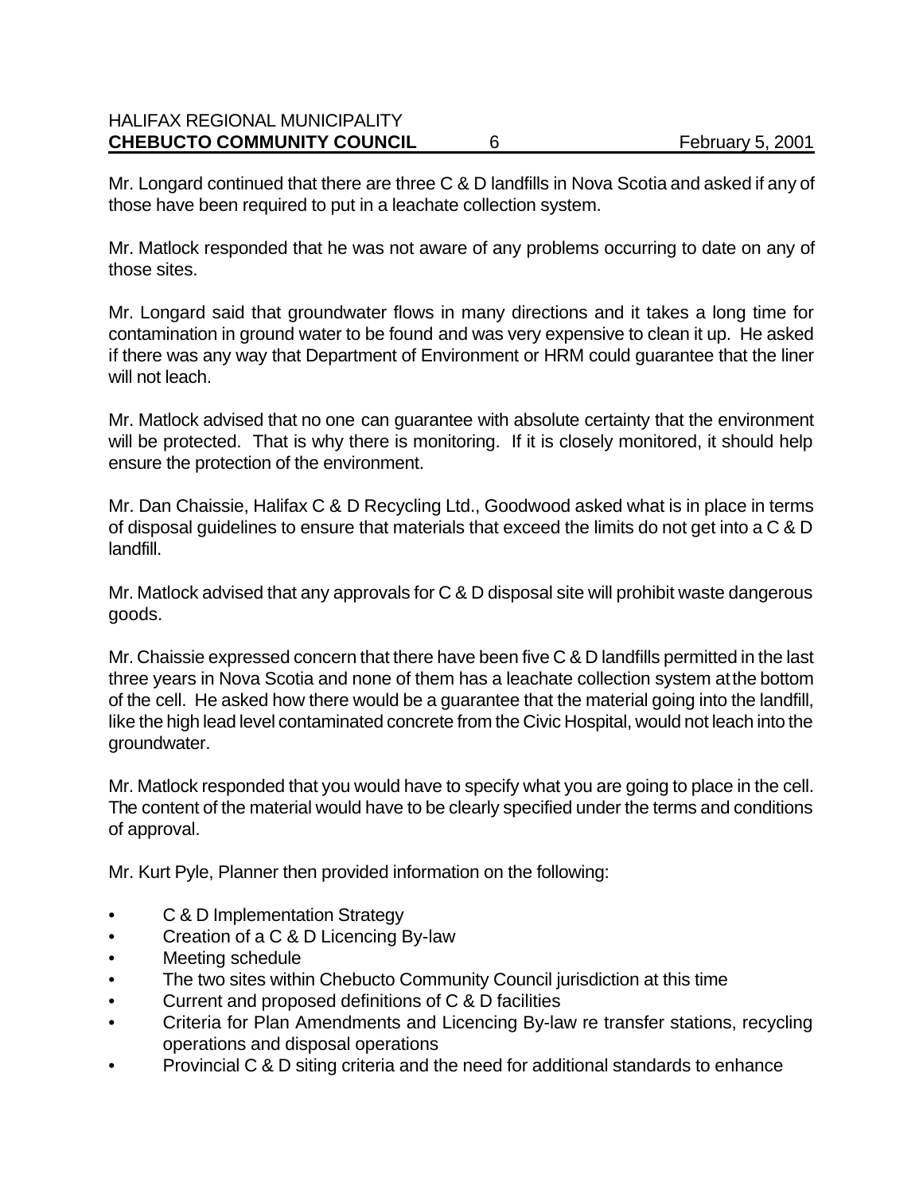Mr. Longard continued that there are three C & D landfills in Nova Scotia and asked if any of those have been required to put in a leachate collection system.

Mr. Matlock responded that he was not aware of any problems occurring to date on any of those sites.

Mr. Longard said that groundwater flows in many directions and it takes a long time for contamination in ground water to be found and was very expensive to clean it up. He asked if there was any way that Department of Environment or HRM could guarantee that the liner will not leach.

Mr. Matlock advised that no one can guarantee with absolute certainty that the environment will be protected. That is why there is monitoring. If it is closely monitored, it should help ensure the protection of the environment.

Mr. Dan Chaissie, Halifax C & D Recycling Ltd., Goodwood asked what is in place in terms of disposal guidelines to ensure that materials that exceed the limits do not get into a C & D landfill.

Mr. Matlock advised that any approvals for C & D disposal site will prohibit waste dangerous goods.

Mr. Chaissie expressed concern that there have been five C & D landfills permitted in the last three years in Nova Scotia and none of them has a leachate collection system at the bottom of the cell. He asked how there would be a guarantee that the material going into the landfill, like the high lead level contaminated concrete from the Civic Hospital, would not leach into the groundwater.

Mr. Matlock responded that you would have to specify what you are going to place in the cell. The content of the material would have to be clearly specified under the terms and conditions of approval.

Mr. Kurt Pyle, Planner then provided information on the following:

- C & D Implementation Strategy
- Creation of a C & D Licencing By-law
- Meeting schedule
- The two sites within Chebucto Community Council jurisdiction at this time
- Current and proposed definitions of C & D facilities
- Criteria for Plan Amendments and Licencing By-law re transfer stations, recycling operations and disposal operations
- Provincial C & D siting criteria and the need for additional standards to enhance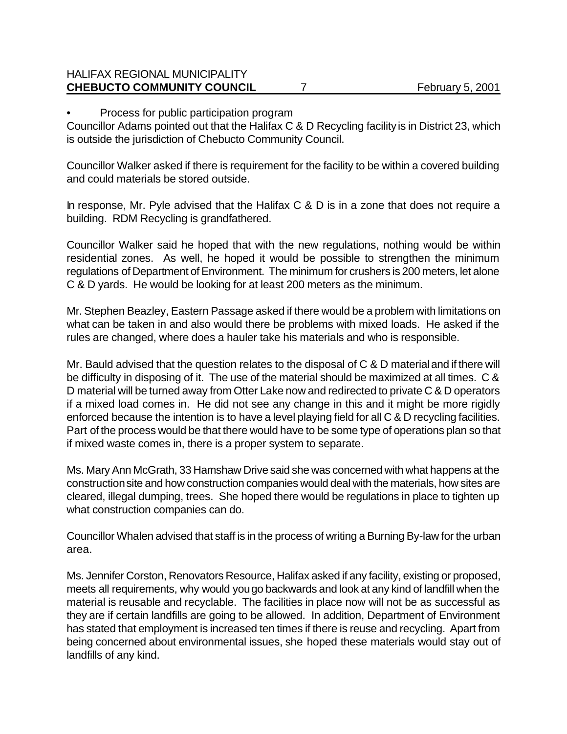- Process for public participation program

Councillor Adams pointed out that the Halifax C & D Recycling facility is in District 23, which is outside the jurisdiction of Chebucto Community Council.

Councillor Walker asked if there is requirement for the facility to be within a covered building and could materials be stored outside.

In response, Mr. Pyle advised that the Halifax C & D is in a zone that does not require a building. RDM Recycling is grandfathered.

Councillor Walker said he hoped that with the new regulations, nothing would be within residential zones. As well, he hoped it would be possible to strengthen the minimum regulations of Department of Environment. The minimum for crushers is 200 meters, let alone C & D yards. He would be looking for at least 200 meters as the minimum.

Mr. Stephen Beazley, Eastern Passage asked if there would be a problem with limitations on what can be taken in and also would there be problems with mixed loads. He asked if the rules are changed, where does a hauler take his materials and who is responsible.

Mr. Bauld advised that the question relates to the disposal of C & D material and if there will be difficulty in disposing of it. The use of the material should be maximized at all times. C & D material will be turned away from Otter Lake now and redirected to private C & D operators if a mixed load comes in. He did not see any change in this and it might be more rigidly enforced because the intention is to have a level playing field for all C & D recycling facilities. Part of the process would be that there would have to be some type of operations plan so that if mixed waste comes in, there is a proper system to separate.

Ms. Mary Ann McGrath, 33 Hamshaw Drive said she was concerned with what happens at the construction site and how construction companies would deal with the materials, how sites are cleared, illegal dumping, trees. She hoped there would be regulations in place to tighten up what construction companies can do.

Councillor Whalen advised that staff is in the process of writing a Burning By-law for the urban area.

Ms. Jennifer Corston, Renovators Resource, Halifax asked if any facility, existing or proposed, meets all requirements, why would you go backwards and look at any kind of landfill when the material is reusable and recyclable. The facilities in place now will not be as successful as they are if certain landfills are going to be allowed. In addition, Department of Environment has stated that employment is increased ten times if there is reuse and recycling. Apart from being concerned about environmental issues, she hoped these materials would stay out of landfills of any kind.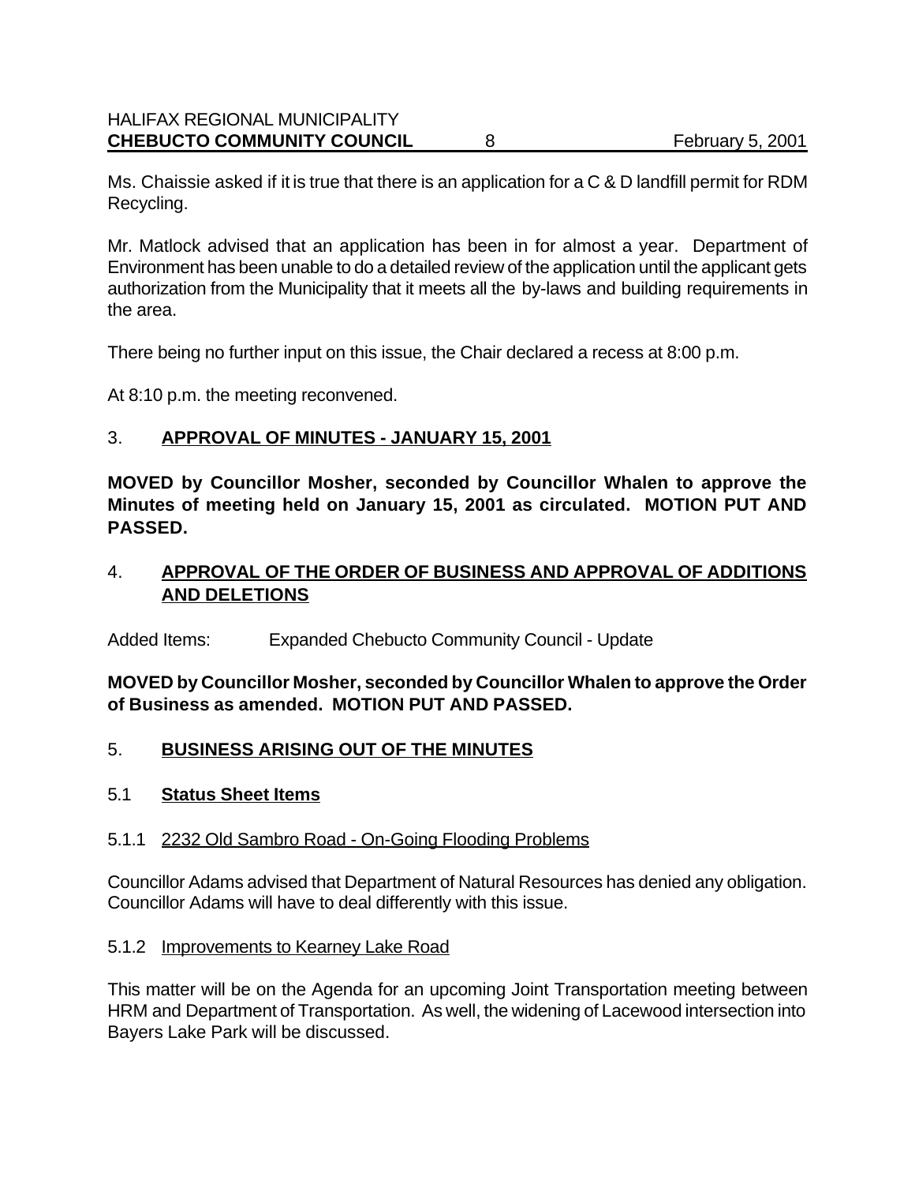Ms. Chaissie asked if it is true that there is an application for a C & D landfill permit for RDM Recycling.

Mr. Matlock advised that an application has been in for almost a year. Department of Environment has been unable to do a detailed review of the application until the applicant gets authorization from the Municipality that it meets all the by-laws and building requirements in the area.

There being no further input on this issue, the Chair declared a recess at 8:00 p.m.

At 8:10 p.m. the meeting reconvened.

## 3. APPROVAL OF MINUTES - JANUARY 15, 2001

**MOVED by Councillor Mosher, seconded by Councillor Whalen to approve the Minutes of meeting held on January 15, 2001 as circulated. MOTION PUT AND PASSED.**

## 4. APPROVAL OF THE ORDER OF BUSINESS AND APPROVAL OF ADDITIONS AND DELETIONS

Added Items: Expanded Chebucto Community Council - Update

**MOVED by Councillor Mosher, seconded by Councillor Whalen to approve the Order of Business as amended. MOTION PUT AND PASSED.**

## 5. BUSINESS ARISING OUT OF THE MINUTES

### 5.1 Status Sheet Items

#### 5.1.1 2232 Old Sambro Road - On-Going Flooding Problems

Councillor Adams advised that Department of Natural Resources has denied any obligation. Councillor Adams will have to deal differently with this issue.

#### 5.1.2 Improvements to Kearney Lake Road

This matter will be on the Agenda for an upcoming Joint Transportation meeting between HRM and Department of Transportation. As well, the widening of Lacewood intersection into Bayers Lake Park will be discussed.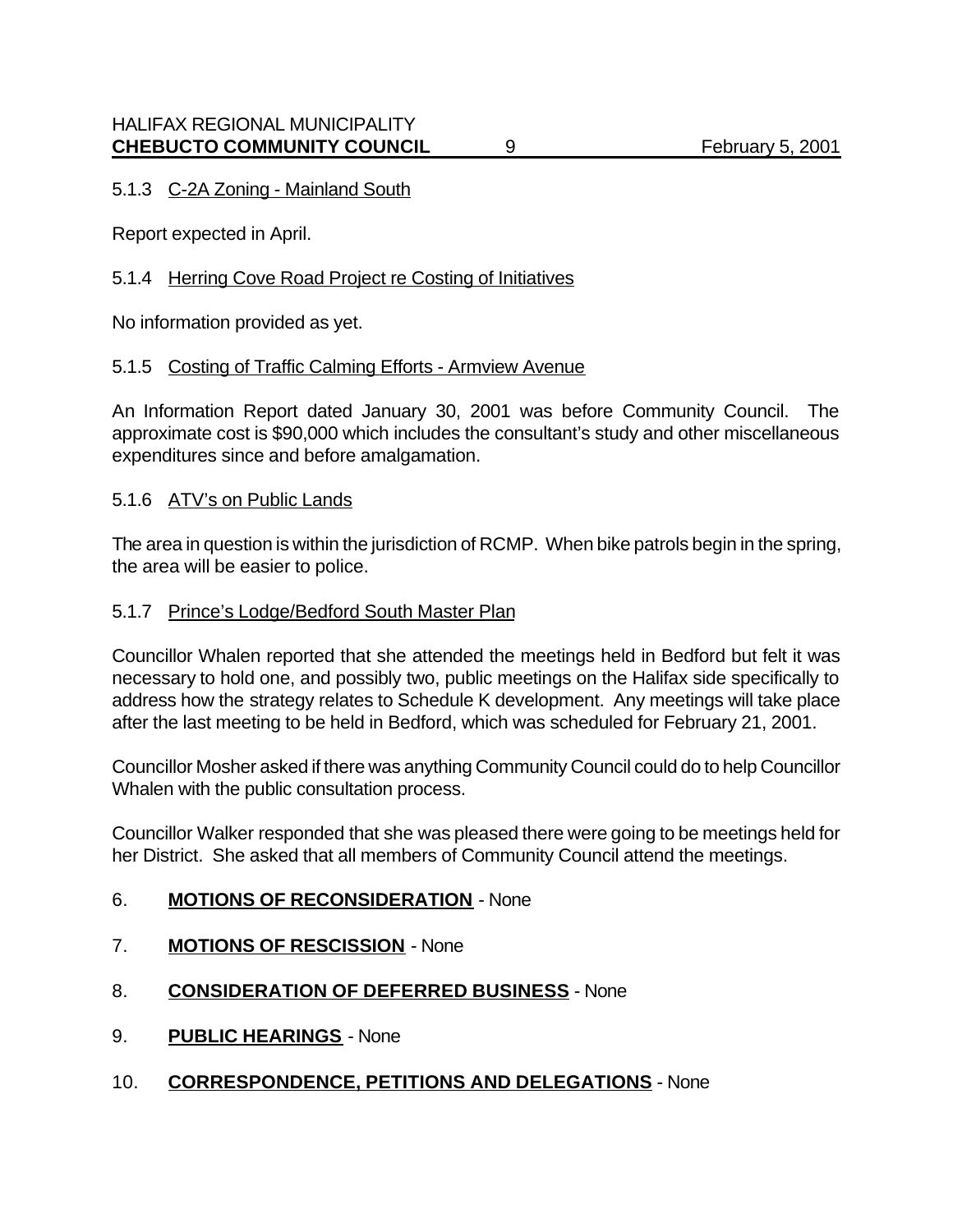5.1.3 C-2A Zoning - Mainland South

Report expected in April.

5.1.4 Herring Cove Road Project re Costing of Initiatives

No information provided as yet.

5.1.5 Costing of Traffic Calming Efforts - Armview Avenue

An Information Report dated January 30, 2001 was before Community Council. The approximate cost is $90,000 which includes the consultant's study and other miscellaneous expenditures since and before amalgamation.

5.1.6 ATV's on Public Lands

The area in question is within the jurisdiction of RCMP. When bike patrols begin in the spring, the area will be easier to police.

5.1.7 Prince's Lodge/Bedford South Master Plan

Councillor Whalen reported that she attended the meetings held in Bedford but felt it was necessary to hold one, and possibly two, public meetings on the Halifax side specifically to address how the strategy relates to Schedule K development. Any meetings will take place after the last meeting to be held in Bedford, which was scheduled for February 21, 2001.

Councillor Mosher asked if there was anything Community Council could do to help Councillor Whalen with the public consultation process.

Councillor Walker responded that she was pleased there were going to be meetings held for her District. She asked that all members of Community Council attend the meetings.

## 6. **MOTIONS OF RECONSIDERATION** - None

## 7. **MOTIONS OF RESCISSION** - None

## 8. **CONSIDERATION OF DEFERRED BUSINESS** - None

## 9. **PUBLIC HEARINGS** - None

## 10. **CORRESPONDENCE, PETITIONS AND DELEGATIONS** - None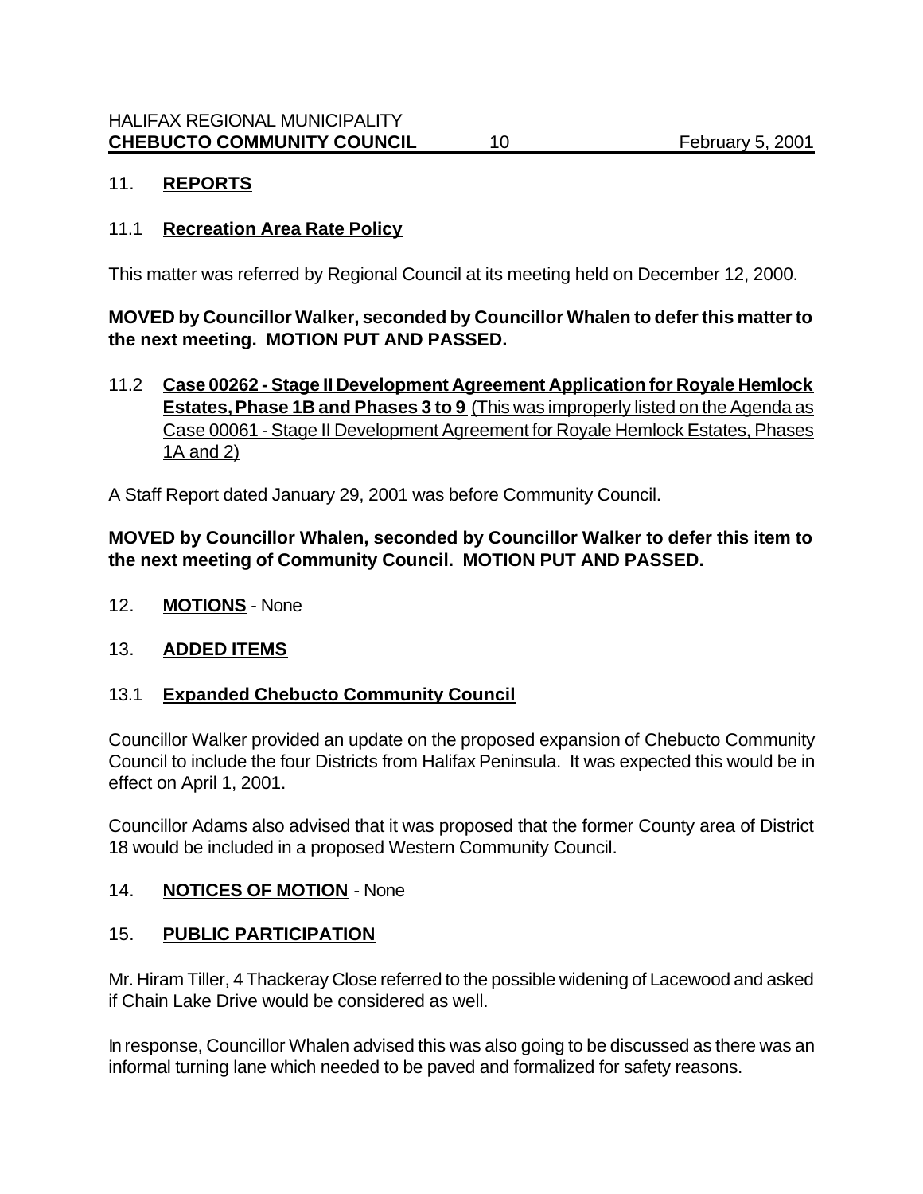## 11. **REPORTS**

### 11.1 **Recreation Area Rate Policy**

This matter was referred by Regional Council at its meeting held on December 12, 2000.

**MOVED by Councillor Walker, seconded by Councillor Whalen to defer this matter to the next meeting. MOTION PUT AND PASSED.**

### 11.2 **Case 00262 - Stage II Development Agreement Application for Royale Hemlock Estates, Phase 1B and Phases 3 to 9** (This was improperly listed on the Agenda as Case 00061 - Stage II Development Agreement for Royale Hemlock Estates, Phases 1A and 2)

A Staff Report dated January 29, 2001 was before Community Council.

**MOVED by Councillor Whalen, seconded by Councillor Walker to defer this item to the next meeting of Community Council. MOTION PUT AND PASSED.**

## 12. **MOTIONS** - None

## 13. **ADDED ITEMS**

### 13.1 **Expanded Chebucto Community Council**

Councillor Walker provided an update on the proposed expansion of Chebucto Community Council to include the four Districts from Halifax Peninsula. It was expected this would be in effect on April 1, 2001.

Councillor Adams also advised that it was proposed that the former County area of District 18 would be included in a proposed Western Community Council.

## 14. **NOTICES OF MOTION** - None

## 15. **PUBLIC PARTICIPATION**

Mr. Hiram Tiller, 4 Thackeray Close referred to the possible widening of Lacewood and asked if Chain Lake Drive would be considered as well.

In response, Councillor Whalen advised this was also going to be discussed as there was an informal turning lane which needed to be paved and formalized for safety reasons.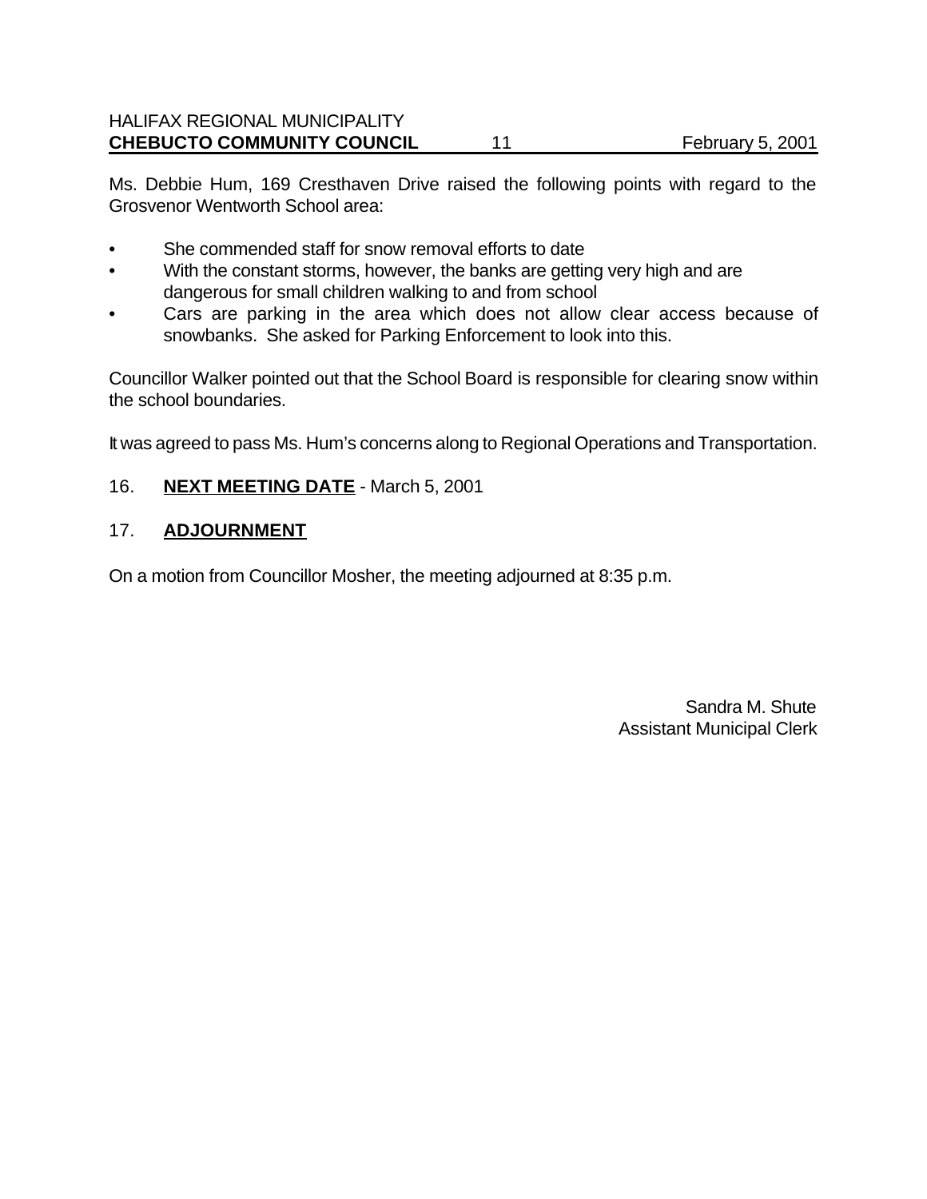Ms. Debbie Hum, 169 Cresthaven Drive raised the following points with regard to the Grosvenor Wentworth School area:

- She commended staff for snow removal efforts to date
- With the constant storms, however, the banks are getting very high and are dangerous for small children walking to and from school
- Cars are parking in the area which does not allow clear access because of snowbanks. She asked for Parking Enforcement to look into this.

Councillor Walker pointed out that the School Board is responsible for clearing snow within the school boundaries.

It was agreed to pass Ms. Hum's concerns along to Regional Operations and Transportation.

## 16. **NEXT MEETING DATE** - March 5, 2001

## 17. **ADJOURNMENT**

On a motion from Councillor Mosher, the meeting adjourned at 8:35 p.m.

Sandra M. Shute
Assistant Municipal Clerk